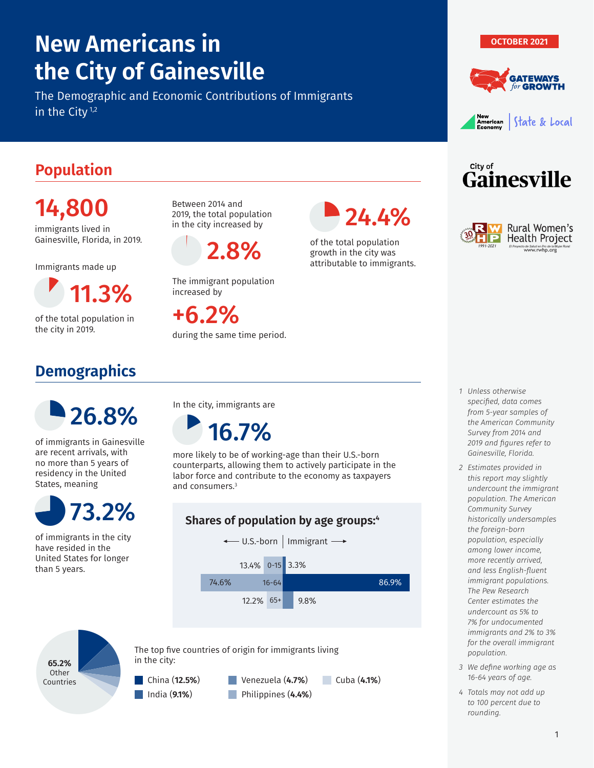# New Americans in the City of Gainesville

The Demographic and Economic Contributions of Immigrants in the City[1,2]

OCTOBER 2021

GATEWAYS for GROWTH

New American Economy | State & Local

City of Gainesville

Rural Women's Health Project

## Population

**14,800**

immigrants lived in Gainesville, Florida, in 2019.

Immigrants made up

**11.3%**

of the total population in the city in 2019.

Between 2014 and 2019, the total population in the city increased by

**2.8%**

The immigrant population increased by

**+6.2%**

during the same time period.

**24.4%**

of the total population growth in the city was attributable to immigrants.

## Demographics

**26.8%**

of immigrants in Gainesville are recent arrivals, with no more than 5 years of residency in the United States, meaning

**73.2%**

of immigrants in the city have resided in the United States for longer than 5 years.

In the city, immigrants are

**16.7%**

more likely to be of working-age than their U.S.-born counterparts, allowing them to actively participate in the labor force and contribute to the economy as taxpayers and consumers.[3]

### Shares of population by age groups:[4]

| Age group | U.S.-born | Immigrant |
|---|---|---|
| 0-15 | 13.4% | 3.3% |
| 16-64 | 74.6% | 86.9% |
| 65+ | 12.2% | 9.8% |

The top five countries of origin for immigrants living in the city:

- China (**12.5%**)
- India (**9.1%**)
- Venezuela (**4.7%**)
- Philippines (**4.4%**)
- Cuba (**4.1%**)
- **65.2%** Other Countries

1. *Unless otherwise specified, data comes from 5-year samples of the American Community Survey from 2014 and 2019 and figures refer to Gainesville, Florida.*
2. *Estimates provided in this report may slightly undercount the immigrant population. The American Community Survey historically undersamples the foreign-born population, especially among lower income, more recently arrived, and less English-fluent immigrant populations. The Pew Research Center estimates the undercount as 5% to 7% for undocumented immigrants and 2% to 3% for the overall immigrant population.*
3. *We define working age as 16-64 years of age.*
4. *Totals may not add up to 100 percent due to rounding.*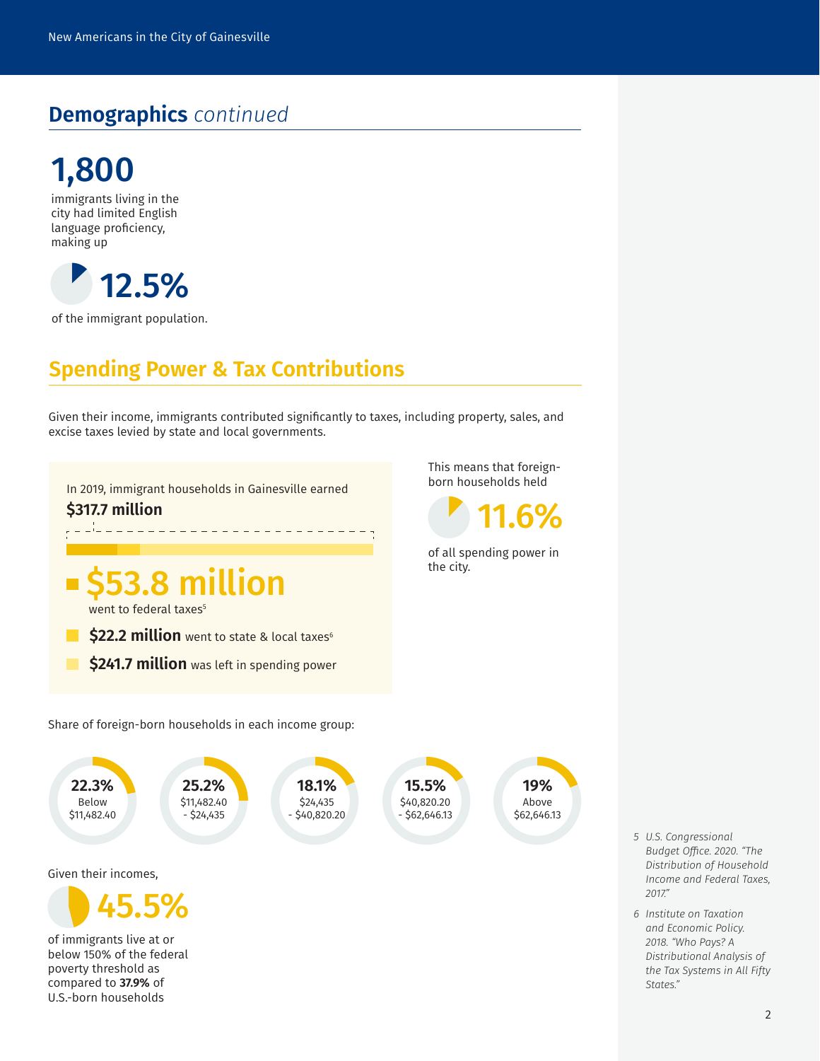## **Demographics** *continued*

**1,800**

immigrants living in the city had limited English language proficiency, making up

**12.5%**

of the immigrant population.

## Spending Power & Tax Contributions

Given their income, immigrants contributed significantly to taxes, including property, sales, and excise taxes levied by state and local governments.

In 2019, immigrant households in Gainesville earned

**$317.7 million**

**$53.8 million** went to federal taxes[5]

**$22.2 million** went to state & local taxes[6]

**$241.7 million** was left in spending power

This means that foreign-born households held

**11.6%**

of all spending power in the city.

Share of foreign-born households in each income group:

| Share | Income group |
|---|---|
| 22.3% | Below $11,482.40 |
| 25.2% | $11,482.40 - $24,435 |
| 18.1% | $24,435 - $40,820.20 |
| 15.5% | $40,820.20 - $62,646.13 |
| 19% | Above $62,646.13 |

Given their incomes,

**45.5%**

of immigrants live at or below 150% of the federal poverty threshold as compared to **37.9%** of U.S.-born households

5 *U.S. Congressional Budget Office. 2020. "The Distribution of Household Income and Federal Taxes, 2017."*

6 *Institute on Taxation and Economic Policy. 2018. "Who Pays? A Distributional Analysis of the Tax Systems in All Fifty States."*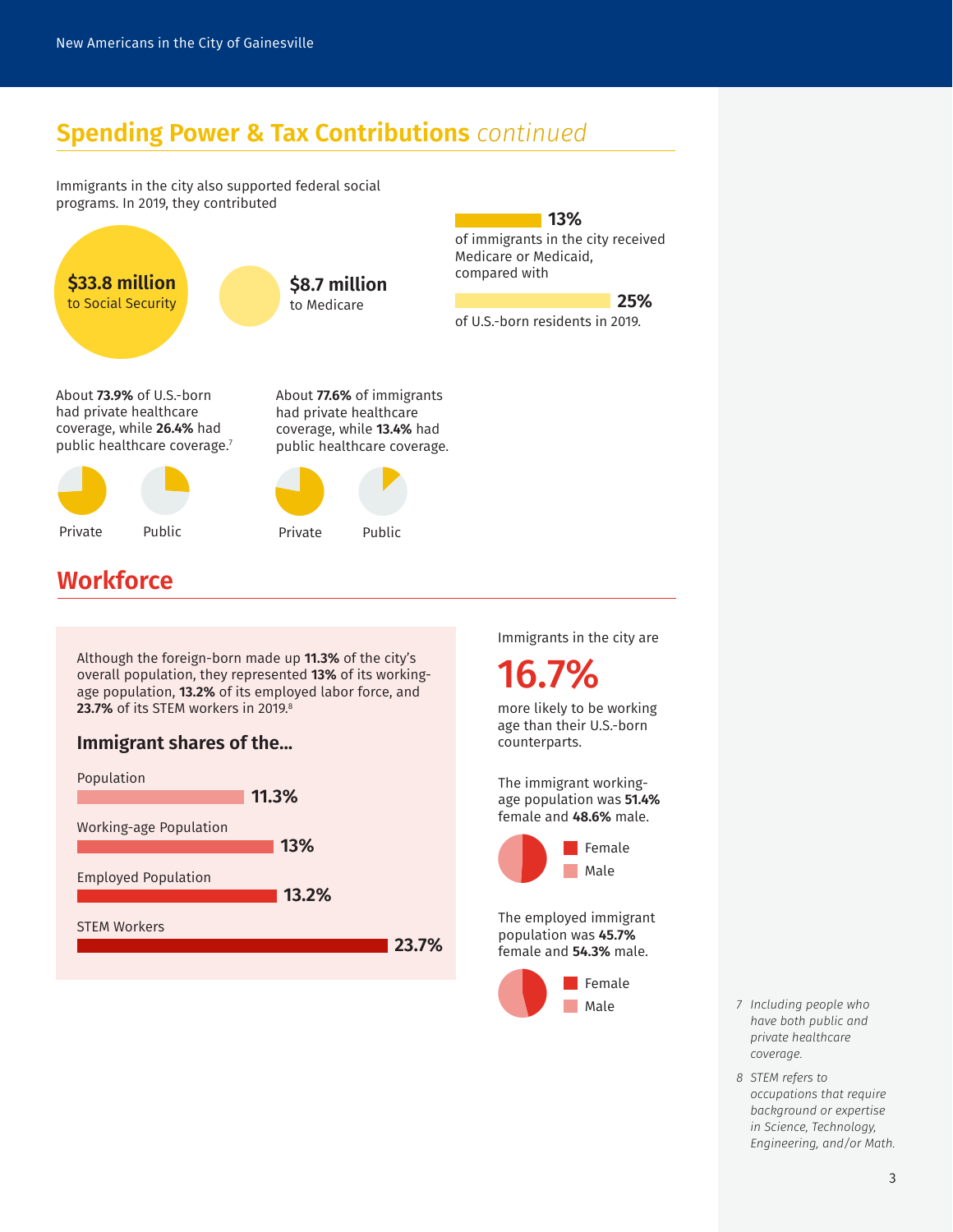## Spending Power & Tax Contributions *continued*

Immigrants in the city also supported federal social programs. In 2019, they contributed

**$33.8 million**
to Social Security

**$8.7 million**
to Medicare

**13%**
of immigrants in the city received Medicare or Medicaid, compared with

**25%**
of U.S.-born residents in 2019.

About **73.9%** of U.S.-born had private healthcare coverage, while **26.4%** had public healthcare coverage.[7]

Private

Public

About **77.6%** of immigrants had private healthcare coverage, while **13.4%** had public healthcare coverage.

Private

Public

## Workforce

Although the foreign-born made up **11.3%** of the city's overall population, they represented **13%** of its working-age population, **13.2%** of its employed labor force, and **23.7%** of its STEM workers in 2019.[8]

### Immigrant shares of the...

| | |
|---|---|
| Population | 11.3% |
| Working-age Population | 13% |
| Employed Population | 13.2% |
| STEM Workers | 23.7% |

Immigrants in the city are

**16.7%**

more likely to be working age than their U.S.-born counterparts.

The immigrant working-age population was **51.4%** female and **48.6%** male.

Female

Male

The employed immigrant population was **45.7%** female and **54.3%** male.

Female

Male

7 *Including people who have both public and private healthcare coverage.*

8 *STEM refers to occupations that require background or expertise in Science, Technology, Engineering, and/or Math.*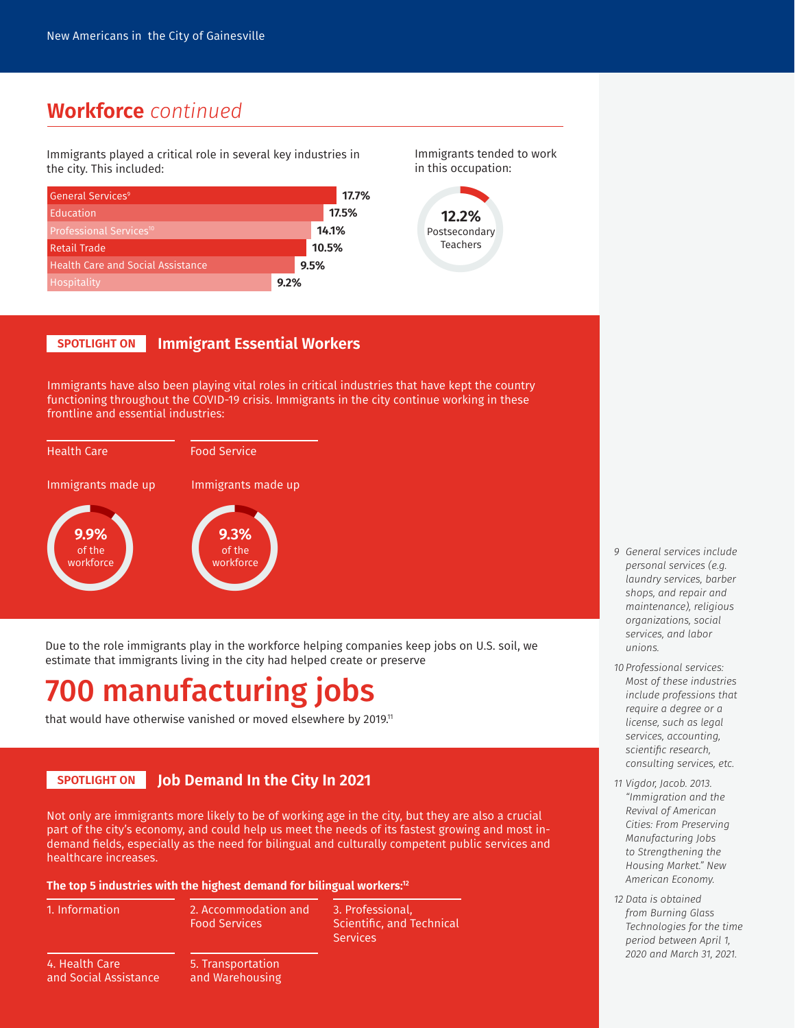## Workforce *continued*

Immigrants played a critical role in several key industries in the city. This included:

| Industry | Share |
|---|---|
| General Services[9] | 17.7% |
| Education | 17.5% |
| Professional Services[10] | 14.1% |
| Retail Trade | 10.5% |
| Health Care and Social Assistance | 9.5% |
| Hospitality | 9.2% |

Immigrants tended to work in this occupation:

**12.2%** Postsecondary Teachers

### SPOTLIGHT ON Immigrant Essential Workers

Immigrants have also been playing vital roles in critical industries that have kept the country functioning throughout the COVID-19 crisis. Immigrants in the city continue working in these frontline and essential industries:

**Health Care**

Immigrants made up

**9.9%** of the workforce

**Food Service**

Immigrants made up

**9.3%** of the workforce

Due to the role immigrants play in the workforce helping companies keep jobs on U.S. soil, we estimate that immigrants living in the city had helped create or preserve

# 700 manufacturing jobs

that would have otherwise vanished or moved elsewhere by 2019.[11]

### SPOTLIGHT ON Job Demand In the City In 2021

Not only are immigrants more likely to be of working age in the city, but they are also a crucial part of the city's economy, and could help us meet the needs of its fastest growing and most in-demand fields, especially as the need for bilingual and culturally competent public services and healthcare increases.

**The top 5 industries with the highest demand for bilingual workers:**[12]

1. Information
2. Accommodation and Food Services
3. Professional, Scientific, and Technical Services
4. Health Care and Social Assistance
5. Transportation and Warehousing

---

*9 General services include personal services (e.g. laundry services, barber shops, and repair and maintenance), religious organizations, social services, and labor unions.*

*10 Professional services: Most of these industries include professions that require a degree or a license, such as legal services, accounting, scientific research, consulting services, etc.*

*11 Vigdor, Jacob. 2013. "Immigration and the Revival of American Cities: From Preserving Manufacturing Jobs to Strengthening the Housing Market." New American Economy.*

*12 Data is obtained from Burning Glass Technologies for the time period between April 1, 2020 and March 31, 2021.*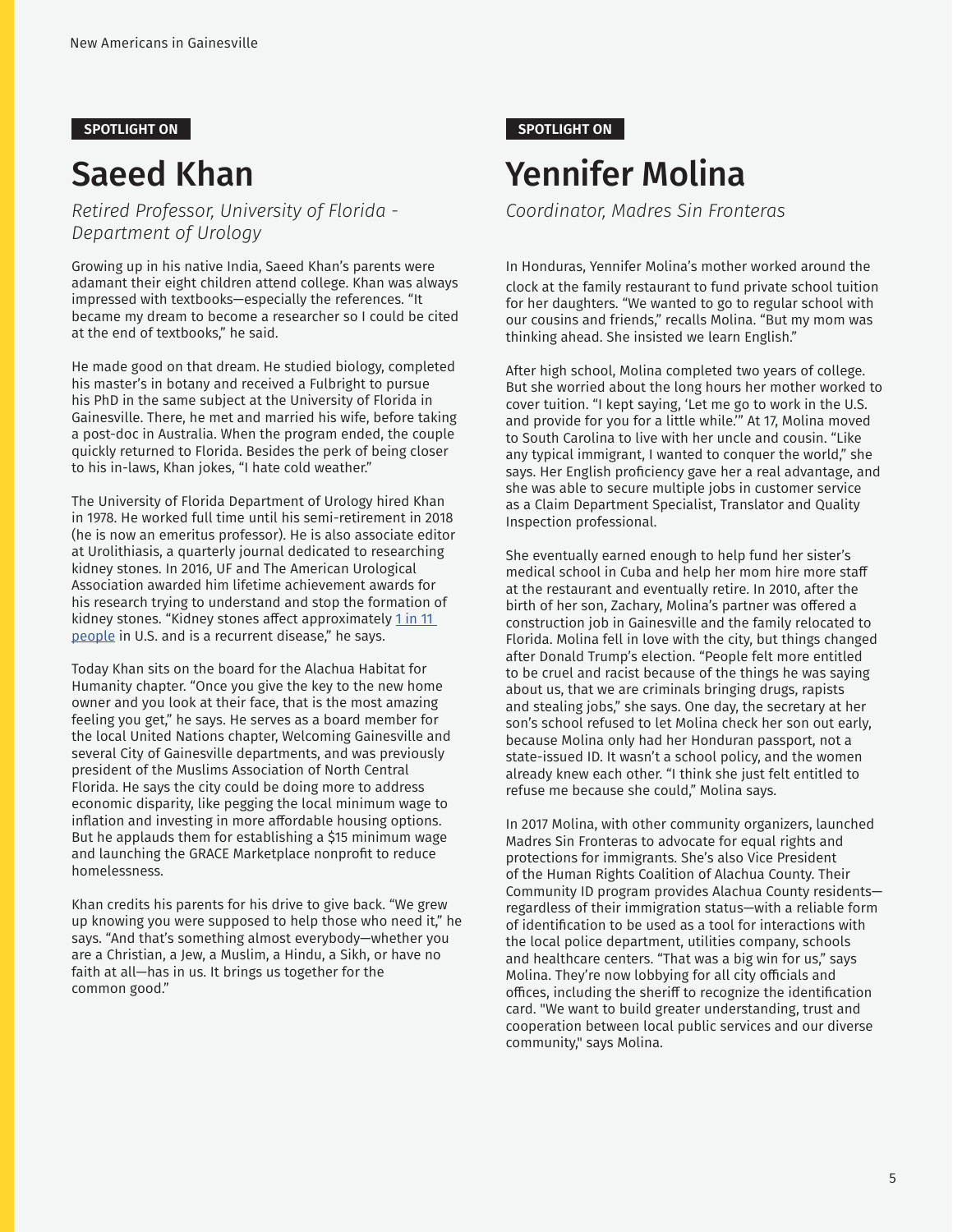SPOTLIGHT ON

# Saeed Khan

*Retired Professor, University of Florida - Department of Urology*

Growing up in his native India, Saeed Khan's parents were adamant their eight children attend college. Khan was always impressed with textbooks—especially the references. "It became my dream to become a researcher so I could be cited at the end of textbooks," he said.

He made good on that dream. He studied biology, completed his master's in botany and received a Fulbright to pursue his PhD in the same subject at the University of Florida in Gainesville. There, he met and married his wife, before taking a post-doc in Australia. When the program ended, the couple quickly returned to Florida. Besides the perk of being closer to his in-laws, Khan jokes, "I hate cold weather."

The University of Florida Department of Urology hired Khan in 1978. He worked full time until his semi-retirement in 2018 (he is now an emeritus professor). He is also associate editor at Urolithiasis, a quarterly journal dedicated to researching kidney stones. In 2016, UF and The American Urological Association awarded him lifetime achievement awards for his research trying to understand and stop the formation of kidney stones. "Kidney stones affect approximately 1 in 11 people in U.S. and is a recurrent disease," he says.

Today Khan sits on the board for the Alachua Habitat for Humanity chapter. "Once you give the key to the new home owner and you look at their face, that is the most amazing feeling you get," he says. He serves as a board member for the local United Nations chapter, Welcoming Gainesville and several City of Gainesville departments, and was previously president of the Muslims Association of North Central Florida. He says the city could be doing more to address economic disparity, like pegging the local minimum wage to inflation and investing in more affordable housing options. But he applauds them for establishing a $15 minimum wage and launching the GRACE Marketplace nonprofit to reduce homelessness.

Khan credits his parents for his drive to give back. "We grew up knowing you were supposed to help those who need it," he says. "And that's something almost everybody—whether you are a Christian, a Jew, a Muslim, a Hindu, a Sikh, or have no faith at all—has in us. It brings us together for the common good."

SPOTLIGHT ON

# Yennifer Molina

*Coordinator, Madres Sin Fronteras*

In Honduras, Yennifer Molina's mother worked around the clock at the family restaurant to fund private school tuition for her daughters. "We wanted to go to regular school with our cousins and friends," recalls Molina. "But my mom was thinking ahead. She insisted we learn English."

After high school, Molina completed two years of college. But she worried about the long hours her mother worked to cover tuition. "I kept saying, 'Let me go to work in the U.S. and provide for you for a little while.'" At 17, Molina moved to South Carolina to live with her uncle and cousin. "Like any typical immigrant, I wanted to conquer the world," she says. Her English proficiency gave her a real advantage, and she was able to secure multiple jobs in customer service as a Claim Department Specialist, Translator and Quality Inspection professional.

She eventually earned enough to help fund her sister's medical school in Cuba and help her mom hire more staff at the restaurant and eventually retire. In 2010, after the birth of her son, Zachary, Molina's partner was offered a construction job in Gainesville and the family relocated to Florida. Molina fell in love with the city, but things changed after Donald Trump's election. "People felt more entitled to be cruel and racist because of the things he was saying about us, that we are criminals bringing drugs, rapists and stealing jobs," she says. One day, the secretary at her son's school refused to let Molina check her son out early, because Molina only had her Honduran passport, not a state-issued ID. It wasn't a school policy, and the women already knew each other. "I think she just felt entitled to refuse me because she could," Molina says.

In 2017 Molina, with other community organizers, launched Madres Sin Fronteras to advocate for equal rights and protections for immigrants. She's also Vice President of the Human Rights Coalition of Alachua County. Their Community ID program provides Alachua County residents—regardless of their immigration status—with a reliable form of identification to be used as a tool for interactions with the local police department, utilities company, schools and healthcare centers. "That was a big win for us," says Molina. They're now lobbying for all city officials and offices, including the sheriff to recognize the identification card. "We want to build greater understanding, trust and cooperation between local public services and our diverse community," says Molina.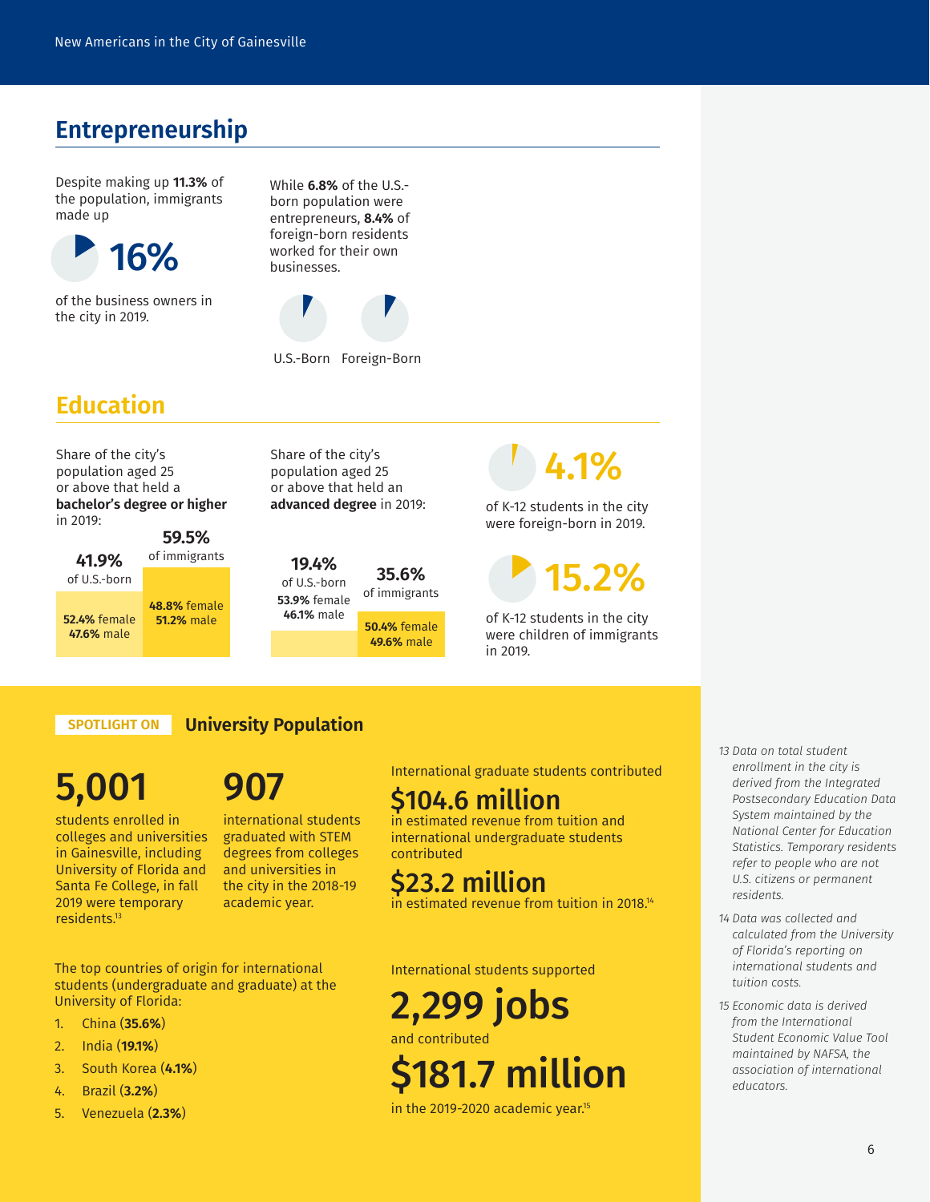## Entrepreneurship

Despite making up **11.3%** of the population, immigrants made up

16%

of the business owners in the city in 2019.

While **6.8%** of the U.S.-born population were entrepreneurs, **8.4%** of foreign-born residents worked for their own businesses.

U.S.-Born Foreign-Born

## Education

Share of the city's population aged 25 or above that held a **bachelor's degree or higher** in 2019:

**41.9%** of U.S.-born
**52.4%** female
**47.6%** male

**59.5%** of immigrants
**48.8%** female
**51.2%** male

Share of the city's population aged 25 or above that held an **advanced degree** in 2019:

**19.4%** of U.S.-born
**53.9%** female
**46.1%** male

**35.6%** of immigrants
**50.4%** female
**49.6%** male

4.1%

of K-12 students in the city were foreign-born in 2019.

15.2%

of K-12 students in the city were children of immigrants in 2019.

### SPOTLIGHT ON University Population

**5,001**

students enrolled in colleges and universities in Gainesville, including University of Florida and Santa Fe College, in fall 2019 were temporary residents.[13]

**907**

international students graduated with STEM degrees from colleges and universities in the city in the 2018-19 academic year.

International graduate students contributed

**$104.6 million**

in estimated revenue from tuition and international undergraduate students contributed

**$23.2 million**

in estimated revenue from tuition in 2018.[14]

The top countries of origin for international students (undergraduate and graduate) at the University of Florida:

1. China (**35.6%**)
2. India (**19.1%**)
3. South Korea (**4.1%**)
4. Brazil (**3.2%**)
5. Venezuela (**2.3%**)

International students supported

**2,299 jobs**

and contributed

**$181.7 million**

in the 2019-2020 academic year.[15]

*13 Data on total student enrollment in the city is derived from the Integrated Postsecondary Education Data System maintained by the National Center for Education Statistics. Temporary residents refer to people who are not U.S. citizens or permanent residents.*

*14 Data was collected and calculated from the University of Florida's reporting on international students and tuition costs.*

*15 Economic data is derived from the International Student Economic Value Tool maintained by NAFSA, the association of international educators.*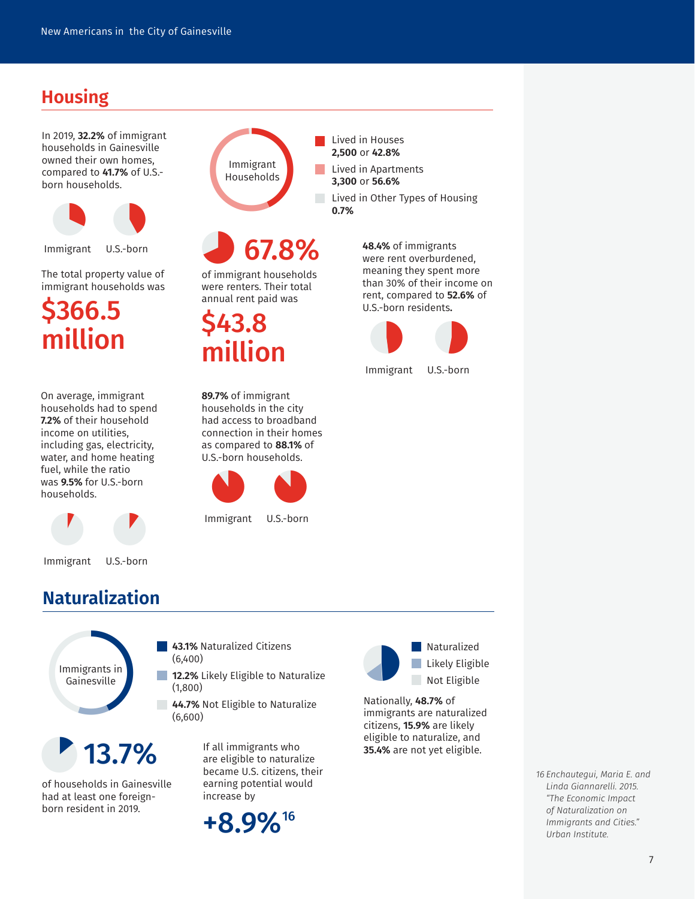## Housing

In 2019, **32.2%** of immigrant households in Gainesville owned their own homes, compared to **41.7%** of U.S.-born households.

Immigrant U.S.-born

The total property value of immigrant households was

**$366.5 million**

Immigrant Households

- Lived in Houses **2,500** or **42.8%**
- Lived in Apartments **3,300** or **56.6%**
- Lived in Other Types of Housing **0.7%**

**67.8%**

of immigrant households were renters. Their total annual rent paid was

**$43.8 million**

**48.4%** of immigrants were rent overburdened, meaning they spent more than 30% of their income on rent, compared to **52.6%** of U.S.-born residents.

Immigrant U.S.-born

On average, immigrant households had to spend **7.2%** of their household income on utilities, including gas, electricity, water, and home heating fuel, while the ratio was **9.5%** for U.S.-born households.

Immigrant U.S.-born

**89.7%** of immigrant households in the city had access to broadband connection in their homes as compared to **88.1%** of U.S.-born households.

Immigrant U.S.-born

## Naturalization

Immigrants in Gainesville

- **43.1%** Naturalized Citizens (6,400)
- **12.2%** Likely Eligible to Naturalize (1,800)
- **44.7%** Not Eligible to Naturalize (6,600)

- Naturalized
- Likely Eligible
- Not Eligible

Nationally, **48.7%** of immigrants are naturalized citizens, **15.9%** are likely eligible to naturalize, and **35.4%** are not yet eligible.

**13.7%**

of households in Gainesville had at least one foreign-born resident in 2019.

If all immigrants who are eligible to naturalize became U.S. citizens, their earning potential would increase by

**+8.9%**[16]

*16 Enchautegui, Maria E. and Linda Giannarelli. 2015. "The Economic Impact of Naturalization on Immigrants and Cities." Urban Institute.*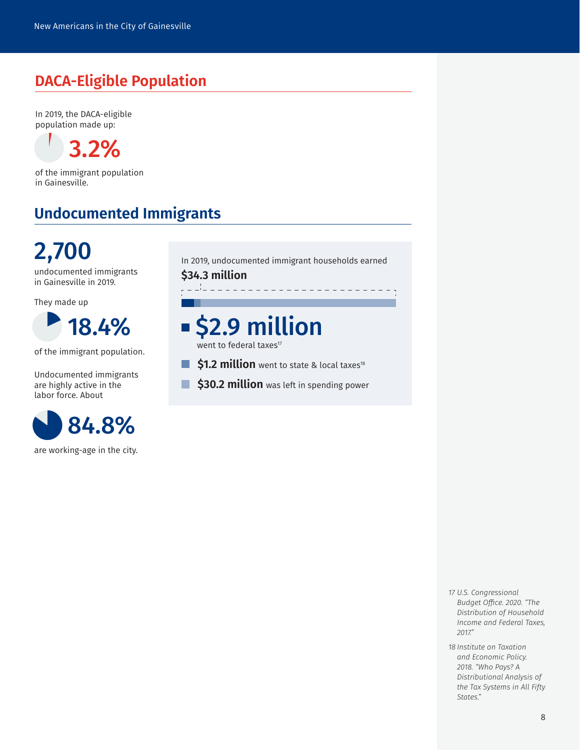## DACA-Eligible Population

In 2019, the DACA-eligible population made up:

**3.2%**

of the immigrant population in Gainesville.

## Undocumented Immigrants

**2,700**

undocumented immigrants in Gainesville in 2019.

They made up

**18.4%**

of the immigrant population.

Undocumented immigrants are highly active in the labor force. About

**84.8%**

are working-age in the city.

In 2019, undocumented immigrant households earned

**$34.3 million**

- **$2.9 million** went to federal taxes[17]
- **$1.2 million** went to state & local taxes[18]
- **$30.2 million** was left in spending power

17 U.S. Congressional Budget Office. 2020. "The Distribution of Household Income and Federal Taxes, 2017."

18 Institute on Taxation and Economic Policy. 2018. "Who Pays? A Distributional Analysis of the Tax Systems in All Fifty States."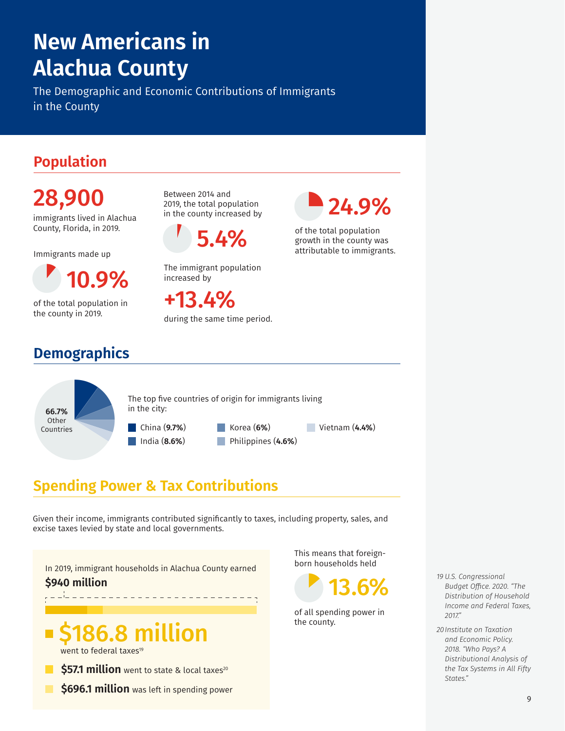# New Americans in Alachua County

The Demographic and Economic Contributions of Immigrants in the County

## Population

**28,900**

immigrants lived in Alachua County, Florida, in 2019.

Immigrants made up

**10.9%**

of the total population in the county in 2019.

Between 2014 and 2019, the total population in the county increased by

**5.4%**

The immigrant population increased by

**+13.4%**

during the same time period.

**24.9%**

of the total population growth in the county was attributable to immigrants.

## Demographics

66.7% Other Countries

The top five countries of origin for immigrants living in the city:

- China (**9.7%**)
- India (**8.6%**)
- Korea (**6%**)
- Philippines (**4.6%**)
- Vietnam (**4.4%**)

## Spending Power & Tax Contributions

Given their income, immigrants contributed significantly to taxes, including property, sales, and excise taxes levied by state and local governments.

In 2019, immigrant households in Alachua County earned

**$940 million**

**$186.8 million** went to federal taxes[19]

**$57.1 million** went to state & local taxes[20]

**$696.1 million** was left in spending power

This means that foreign-born households held

**13.6%**

of all spending power in the county.

*19 U.S. Congressional Budget Office. 2020. "The Distribution of Household Income and Federal Taxes, 2017."*

*20 Institute on Taxation and Economic Policy. 2018. "Who Pays? A Distributional Analysis of the Tax Systems in All Fifty States."*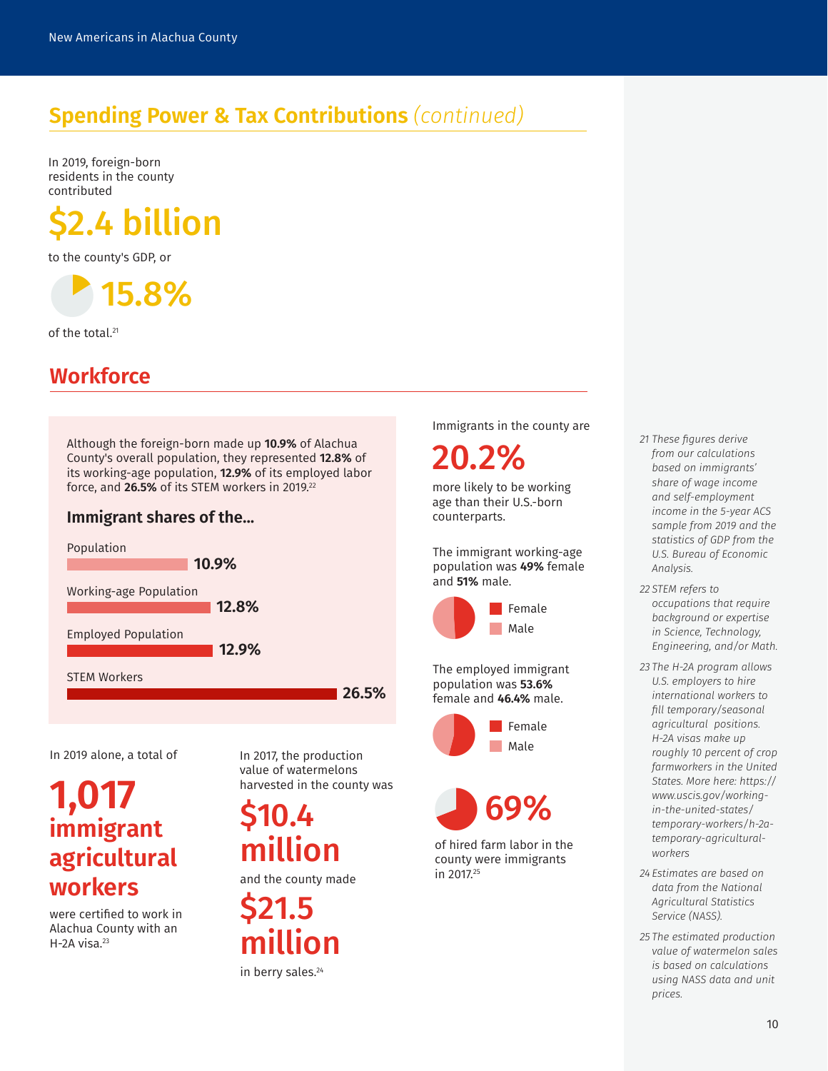## Spending Power & Tax Contributions *(continued)*

In 2019, foreign-born residents in the county contributed

**$2.4 billion**

to the county's GDP, or

**15.8%**

of the total.[21]

## Workforce

Although the foreign-born made up **10.9%** of Alachua County's overall population, they represented **12.8%** of its working-age population, **12.9%** of its employed labor force, and **26.5%** of its STEM workers in 2019.[22]

### Immigrant shares of the...

| Category | Share |
|---|---|
| Population | 10.9% |
| Working-age Population | 12.8% |
| Employed Population | 12.9% |
| STEM Workers | 26.5% |

Immigrants in the county are

**20.2%**

more likely to be working age than their U.S.-born counterparts.

The immigrant working-age population was **49%** female and **51%** male.

The employed immigrant population was **53.6%** female and **46.4%** male.

**69%**

of hired farm labor in the county were immigrants in 2017.[25]

In 2019 alone, a total of

**1,017 immigrant agricultural workers**

were certified to work in Alachua County with an H-2A visa.[23]

In 2017, the production value of watermelons harvested in the county was

**$10.4 million**

and the county made

**$21.5 million**

in berry sales.[24]

---

*21 These figures derive from our calculations based on immigrants' share of wage income and self-employment income in the 5-year ACS sample from 2019 and the statistics of GDP from the U.S. Bureau of Economic Analysis.*

*22 STEM refers to occupations that require background or expertise in Science, Technology, Engineering, and/or Math.*

*23 The H-2A program allows U.S. employers to hire international workers to fill temporary/seasonal agricultural positions. H-2A visas make up roughly 10 percent of crop farmworkers in the United States. More here: https://www.uscis.gov/working-in-the-united-states/temporary-workers/h-2a-temporary-agricultural-workers*

*24 Estimates are based on data from the National Agricultural Statistics Service (NASS).*

*25 The estimated production value of watermelon sales is based on calculations using NASS data and unit prices.*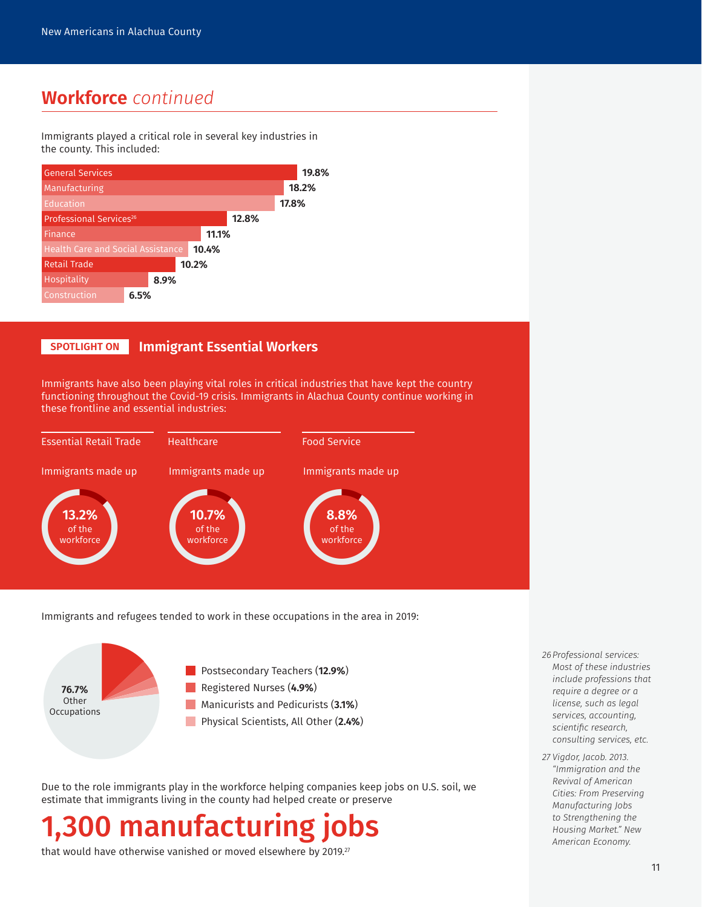## Workforce *continued*

Immigrants played a critical role in several key industries in the county. This included:

| Industry | Share |
|---|---|
| General Services | 19.8% |
| Manufacturing | 18.2% |
| Education | 17.8% |
| Professional Services[26] | 12.8% |
| Finance | 11.1% |
| Health Care and Social Assistance | 10.4% |
| Retail Trade | 10.2% |
| Hospitality | 8.9% |
| Construction | 6.5% |

### SPOTLIGHT ON Immigrant Essential Workers

Immigrants have also been playing vital roles in critical industries that have kept the country functioning throughout the Covid-19 crisis. Immigrants in Alachua County continue working in these frontline and essential industries:

**Essential Retail Trade**
Immigrants made up **13.2%** of the workforce

**Healthcare**
Immigrants made up **10.7%** of the workforce

**Food Service**
Immigrants made up **8.8%** of the workforce

Immigrants and refugees tended to work in these occupations in the area in 2019:

- Postsecondary Teachers (**12.9%**)
- Registered Nurses (**4.9%**)
- Manicurists and Pedicurists (**3.1%**)
- Physical Scientists, All Other (**2.4%**)
- **76.7%** Other Occupations

Due to the role immigrants play in the workforce helping companies keep jobs on U.S. soil, we estimate that immigrants living in the county had helped create or preserve

# 1,300 manufacturing jobs

that would have otherwise vanished or moved elsewhere by 2019.[27]

26 Professional services: Most of these industries include professions that require a degree or a license, such as legal services, accounting, scientific research, consulting services, etc.

27 Vigdor, Jacob. 2013. "Immigration and the Revival of American Cities: From Preserving Manufacturing Jobs to Strengthening the Housing Market." New American Economy.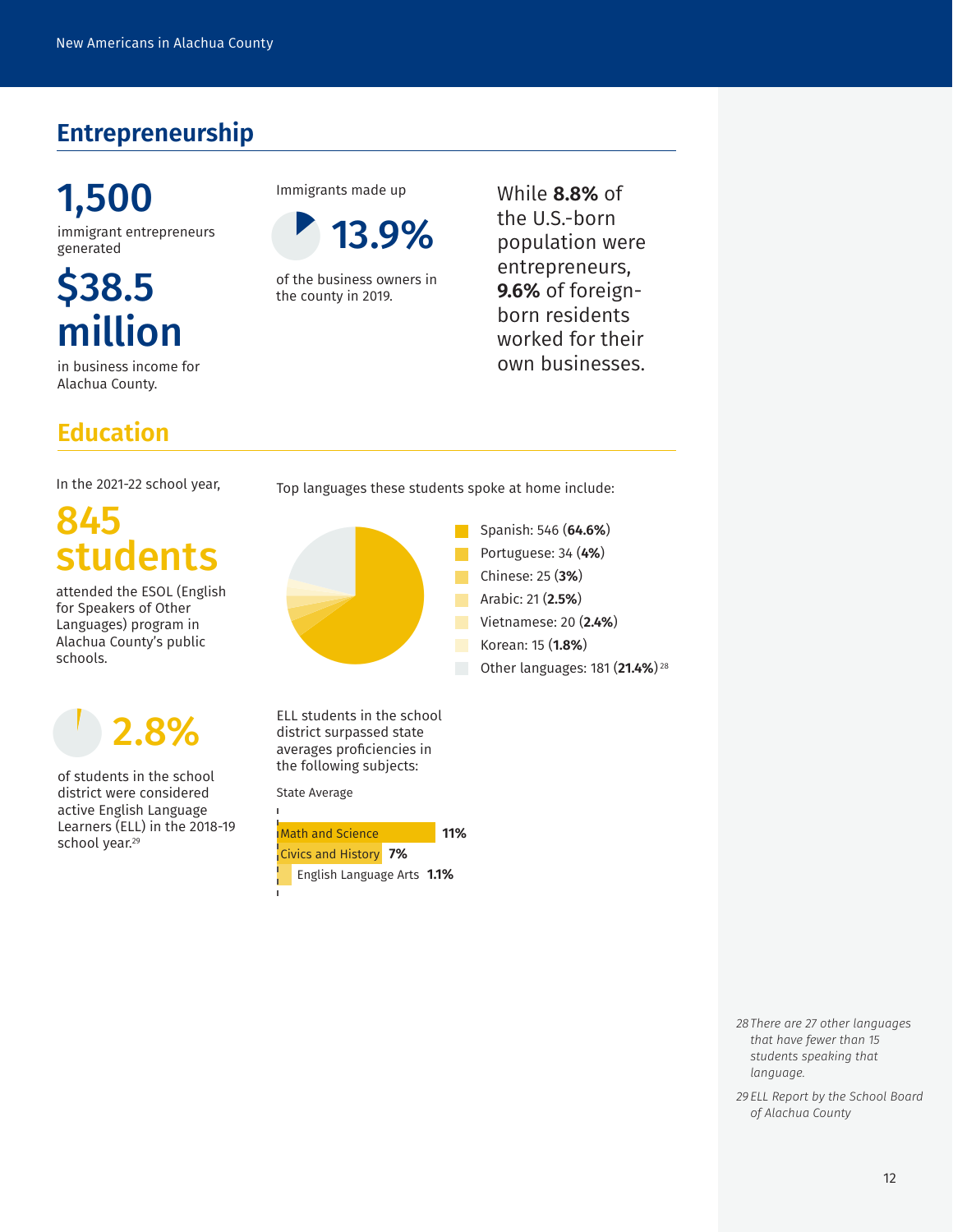## Entrepreneurship

**1,500**

immigrant entrepreneurs generated

**$38.5 million**

in business income for Alachua County.

Immigrants made up

**13.9%**

of the business owners in the county in 2019.

While **8.8%** of the U.S.-born population were entrepreneurs, **9.6%** of foreign-born residents worked for their own businesses.

## Education

In the 2021-22 school year,

**845 students**

attended the ESOL (English for Speakers of Other Languages) program in Alachua County's public schools.

Top languages these students spoke at home include:

Spanish: 546 (**64.6%**)
Portuguese: 34 (**4%**)
Chinese: 25 (**3%**)
Arabic: 21 (**2.5%**)
Vietnamese: 20 (**2.4%**)
Korean: 15 (**1.8%**)
Other languages: 181 (**21.4%**)[28]

**2.8%**

of students in the school district were considered active English Language Learners (ELL) in the 2018-19 school year.[29]

ELL students in the school district surpassed state averages proficiencies in the following subjects:

State Average

Math and Science **11%**
Civics and History **7%**
English Language Arts **1.1%**

*28 There are 27 other languages that have fewer than 15 students speaking that language.*

*29 ELL Report by the School Board of Alachua County*